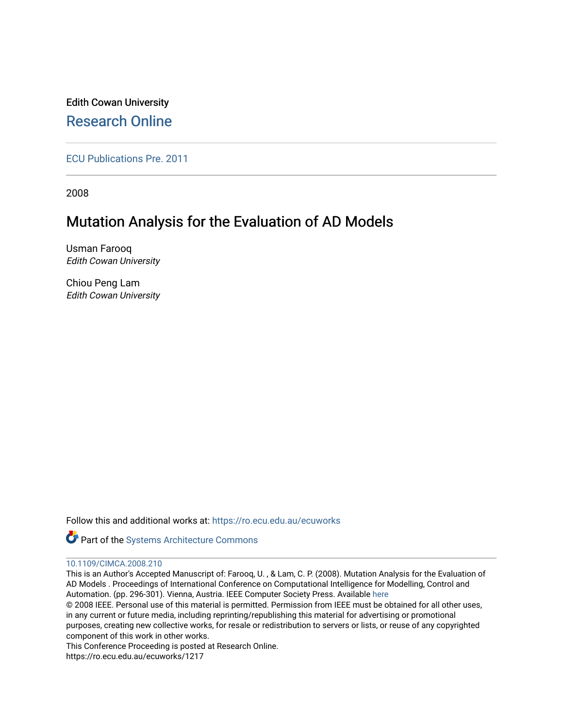Edith Cowan University

Research Online

ECU Publications Pre. 2011

2008

# Mutation Analysis for the Evaluation of AD Models

Usman Farooq
*Edith Cowan University*

Chiou Peng Lam
*Edith Cowan University*

Follow this and additional works at: https://ro.ecu.edu.au/ecuworks

Part of the Systems Architecture Commons

10.1109/CIMCA.2008.210

This is an Author's Accepted Manuscript of: Farooq, U. , & Lam, C. P. (2008). Mutation Analysis for the Evaluation of AD Models . Proceedings of International Conference on Computational Intelligence for Modelling, Control and Automation. (pp. 296-301). Vienna, Austria. IEEE Computer Society Press. Available here

© 2008 IEEE. Personal use of this material is permitted. Permission from IEEE must be obtained for all other uses, in any current or future media, including reprinting/republishing this material for advertising or promotional purposes, creating new collective works, for resale or redistribution to servers or lists, or reuse of any copyrighted component of this work in other works.

This Conference Proceeding is posted at Research Online.

https://ro.ecu.edu.au/ecuworks/1217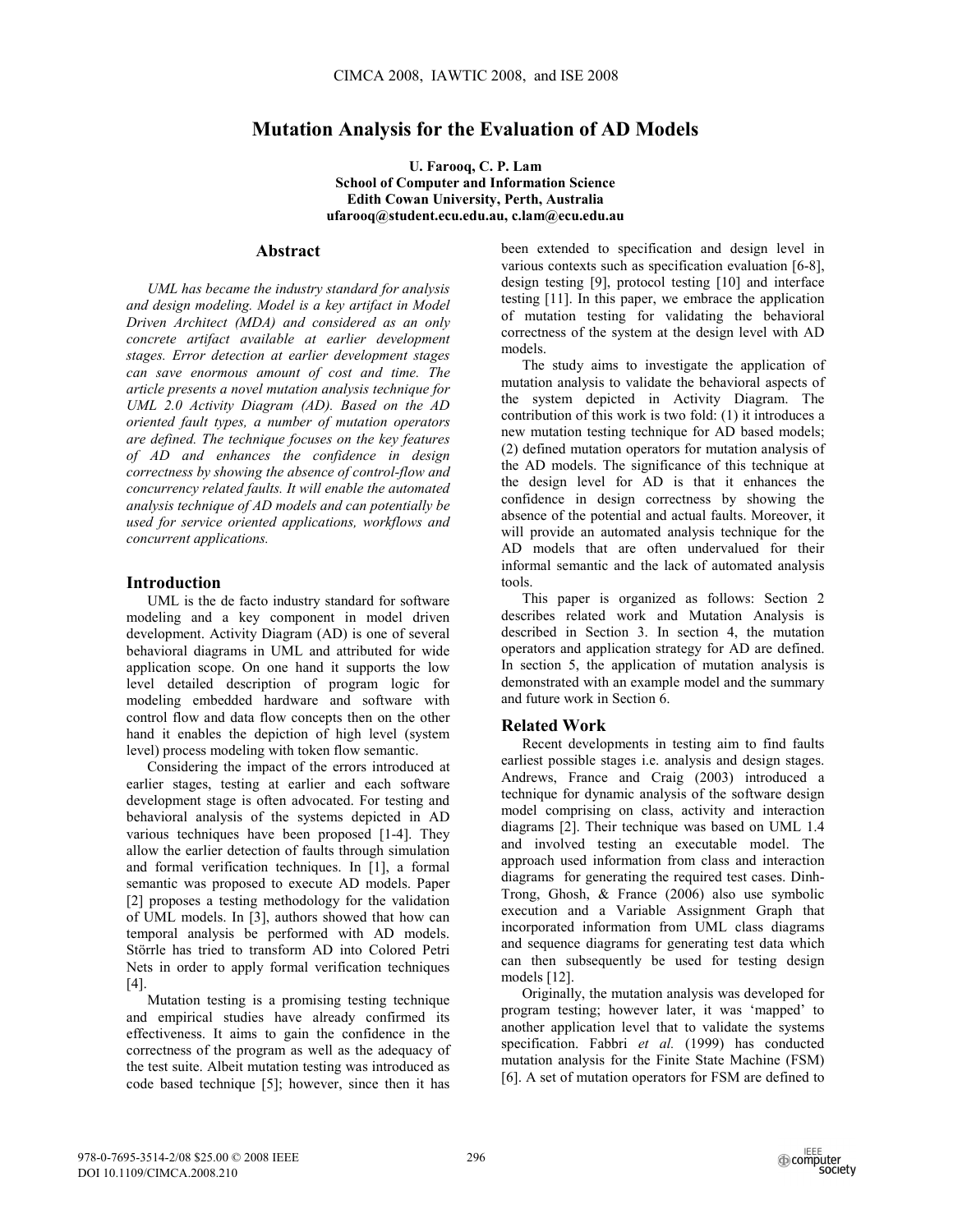# Mutation Analysis for the Evaluation of AD Models

**U. Farooq, C. P. Lam**
**School of Computer and Information Science**
**Edith Cowan University, Perth, Australia**
**ufarooq@student.ecu.edu.au, c.lam@ecu.edu.au**

## Abstract

*UML has became the industry standard for analysis and design modeling. Model is a key artifact in Model Driven Architect (MDA) and considered as an only concrete artifact available at earlier development stages. Error detection at earlier development stages can save enormous amount of cost and time. The article presents a novel mutation analysis technique for UML 2.0 Activity Diagram (AD). Based on the AD oriented fault types, a number of mutation operators are defined. The technique focuses on the key features of AD and enhances the confidence in design correctness by showing the absence of control-flow and concurrency related faults. It will enable the automated analysis technique of AD models and can potentially be used for service oriented applications, workflows and concurrent applications.*

## Introduction

UML is the de facto industry standard for software modeling and a key component in model driven development. Activity Diagram (AD) is one of several behavioral diagrams in UML and attributed for wide application scope. On one hand it supports the low level detailed description of program logic for modeling embedded hardware and software with control flow and data flow concepts then on the other hand it enables the depiction of high level (system level) process modeling with token flow semantic.

Considering the impact of the errors introduced at earlier stages, testing at earlier and each software development stage is often advocated. For testing and behavioral analysis of the systems depicted in AD various techniques have been proposed [1-4]. They allow the earlier detection of faults through simulation and formal verification techniques. In [1], a formal semantic was proposed to execute AD models. Paper [2] proposes a testing methodology for the validation of UML models. In [3], authors showed that how can temporal analysis be performed with AD models. Störrle has tried to transform AD into Colored Petri Nets in order to apply formal verification techniques [4].

Mutation testing is a promising testing technique and empirical studies have already confirmed its effectiveness. It aims to gain the confidence in the correctness of the program as well as the adequacy of the test suite. Albeit mutation testing was introduced as code based technique [5]; however, since then it has been extended to specification and design level in various contexts such as specification evaluation [6-8], design testing [9], protocol testing [10] and interface testing [11]. In this paper, we embrace the application of mutation testing for validating the behavioral correctness of the system at the design level with AD models.

The study aims to investigate the application of mutation analysis to validate the behavioral aspects of the system depicted in Activity Diagram. The contribution of this work is two fold: (1) it introduces a new mutation testing technique for AD based models; (2) defined mutation operators for mutation analysis of the AD models. The significance of this technique at the design level for AD is that it enhances the confidence in design correctness by showing the absence of the potential and actual faults. Moreover, it will provide an automated analysis technique for the AD models that are often undervalued for their informal semantic and the lack of automated analysis tools.

This paper is organized as follows: Section 2 describes related work and Mutation Analysis is described in Section 3. In section 4, the mutation operators and application strategy for AD are defined. In section 5, the application of mutation analysis is demonstrated with an example model and the summary and future work in Section 6.

## Related Work

Recent developments in testing aim to find faults earliest possible stages i.e. analysis and design stages. Andrews, France and Craig (2003) introduced a technique for dynamic analysis of the software design model comprising on class, activity and interaction diagrams [2]. Their technique was based on UML 1.4 and involved testing an executable model. The approach used information from class and interaction diagrams for generating the required test cases. Dinh-Trong, Ghosh, & France (2006) also use symbolic execution and a Variable Assignment Graph that incorporated information from UML class diagrams and sequence diagrams for generating test data which can then subsequently be used for testing design models [12].

Originally, the mutation analysis was developed for program testing; however later, it was 'mapped' to another application level that to validate the systems specification. Fabbri *et al.* (1999) has conducted mutation analysis for the Finite State Machine (FSM) [6]. A set of mutation operators for FSM are defined to

978-0-7695-3514-2/08 $25.00 © 2008 IEEE
DOI 10.1109/CIMCA.2008.210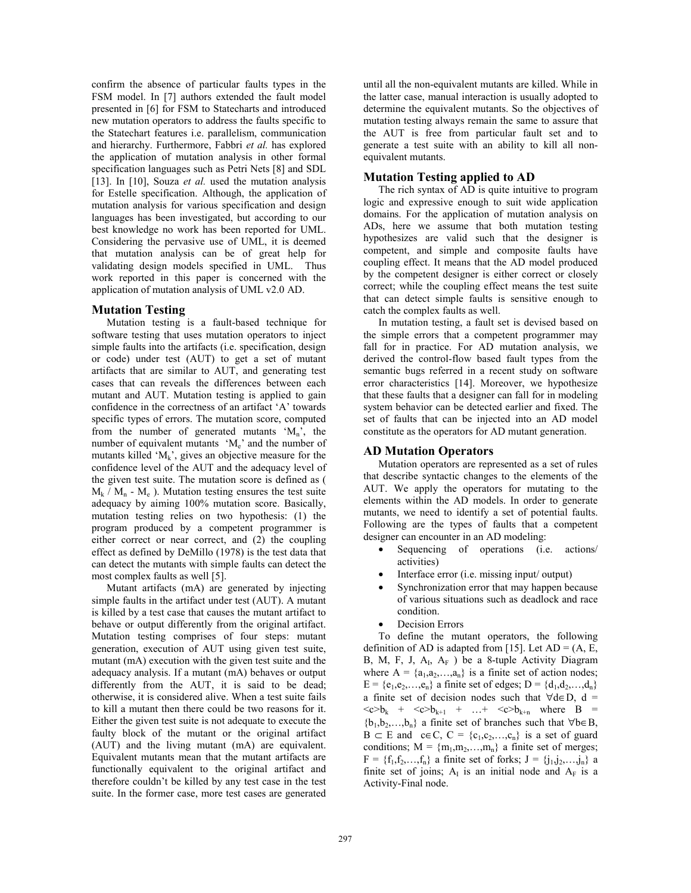confirm the absence of particular faults types in the FSM model. In [7] authors extended the fault model presented in [6] for FSM to Statecharts and introduced new mutation operators to address the faults specific to the Statechart features i.e. parallelism, communication and hierarchy. Furthermore, Fabbri *et al.* has explored the application of mutation analysis in other formal specification languages such as Petri Nets [8] and SDL [13]. In [10], Souza *et al.* used the mutation analysis for Estelle specification. Although, the application of mutation analysis for various specification and design languages has been investigated, but according to our best knowledge no work has been reported for UML. Considering the pervasive use of UML, it is deemed that mutation analysis can be of great help for validating design models specified in UML. Thus work reported in this paper is concerned with the application of mutation analysis of UML v2.0 AD.

## Mutation Testing

Mutation testing is a fault-based technique for software testing that uses mutation operators to inject simple faults into the artifacts (i.e. specification, design or code) under test (AUT) to get a set of mutant artifacts that are similar to AUT, and generating test cases that can reveals the differences between each mutant and AUT. Mutation testing is applied to gain confidence in the correctness of an artifact 'A' towards specific types of errors. The mutation score, computed from the number of generated mutants '$M_n$', the number of equivalent mutants '$M_e$' and the number of mutants killed '$M_k$', gives an objective measure for the confidence level of the AUT and the adequacy level of the given test suite. The mutation score is defined as ( $M_k$ / $M_n$ - $M_e$ ). Mutation testing ensures the test suite adequacy by aiming 100% mutation score. Basically, mutation testing relies on two hypothesis: (1) the program produced by a competent programmer is either correct or near correct, and (2) the coupling effect as defined by DeMillo (1978) is the test data that can detect the mutants with simple faults can detect the most complex faults as well [5].

Mutant artifacts (mA) are generated by injecting simple faults in the artifact under test (AUT). A mutant is killed by a test case that causes the mutant artifact to behave or output differently from the original artifact. Mutation testing comprises of four steps: mutant generation, execution of AUT using given test suite, mutant (mA) execution with the given test suite and the adequacy analysis. If a mutant (mA) behaves or output differently from the AUT, it is said to be dead; otherwise, it is considered alive. When a test suite fails to kill a mutant then there could be two reasons for it. Either the given test suite is not adequate to execute the faulty block of the mutant or the original artifact (AUT) and the living mutant (mA) are equivalent. Equivalent mutants mean that the mutant artifacts are functionally equivalent to the original artifact and therefore couldn't be killed by any test case in the test suite. In the former case, more test cases are generated until all the non-equivalent mutants are killed. While in the latter case, manual interaction is usually adopted to determine the equivalent mutants. So the objectives of mutation testing always remain the same to assure that the AUT is free from particular fault set and to generate a test suite with an ability to kill all non-equivalent mutants.

## Mutation Testing applied to AD

The rich syntax of AD is quite intuitive to program logic and expressive enough to suit wide application domains. For the application of mutation analysis on ADs, here we assume that both mutation testing hypothesizes are valid such that the designer is competent, and simple and composite faults have coupling effect. It means that the AD model produced by the competent designer is either correct or closely correct; while the coupling effect means the test suite that can detect simple faults is sensitive enough to catch the complex faults as well.

In mutation testing, a fault set is devised based on the simple errors that a competent programmer may fall for in practice. For AD mutation analysis, we derived the control-flow based fault types from the semantic bugs referred in a recent study on software error characteristics [14]. Moreover, we hypothesize that these faults that a designer can fall for in modeling system behavior can be detected earlier and fixed. The set of faults that can be injected into an AD model constitute as the operators for AD mutant generation.

## AD Mutation Operators

Mutation operators are represented as a set of rules that describe syntactic changes to the elements of the AUT. We apply the operators for mutating to the elements within the AD models. In order to generate mutants, we need to identify a set of potential faults. Following are the types of faults that a competent designer can encounter in an AD modeling:

- Sequencing of operations (i.e. actions/ activities)
- Interface error (i.e. missing input/ output)
- Synchronization error that may happen because of various situations such as deadlock and race condition.
- Decision Errors

To define the mutant operators, the following definition of AD is adapted from [15]. Let AD = (A, E, B, M, F, J, $A_I$, $A_F$ ) be a 8-tuple Activity Diagram where $A = \{a_1,a_2,\ldots,a_n\}$ is a finite set of action nodes; $E = \{e_1,e_2,\ldots,e_n\}$ a finite set of edges; $D = \{d_1,d_2,\ldots,d_n\}$ a finite set of decision nodes such that $\forall d \in D$, $d = \langle c \rangle b_k + \langle c \rangle b_{k+1} + \ldots + \langle c \rangle b_{k+n}$ where $B = \{b_1,b_2,\ldots,b_n\}$ a finite set of branches such that $\forall b \in B$, $B \subset E$ and $c \in C$, $C = \{c_1,c_2,\ldots,c_n\}$ is a set of guard conditions; $M = \{m_1,m_2,\ldots,m_n\}$ a finite set of merges; $F = \{f_1,f_2,\ldots,f_n\}$ a finite set of forks; $J = \{j_1,j_2,\ldots,j_n\}$ a finite set of joins; $A_I$ is an initial node and $A_F$ is a Activity-Final node.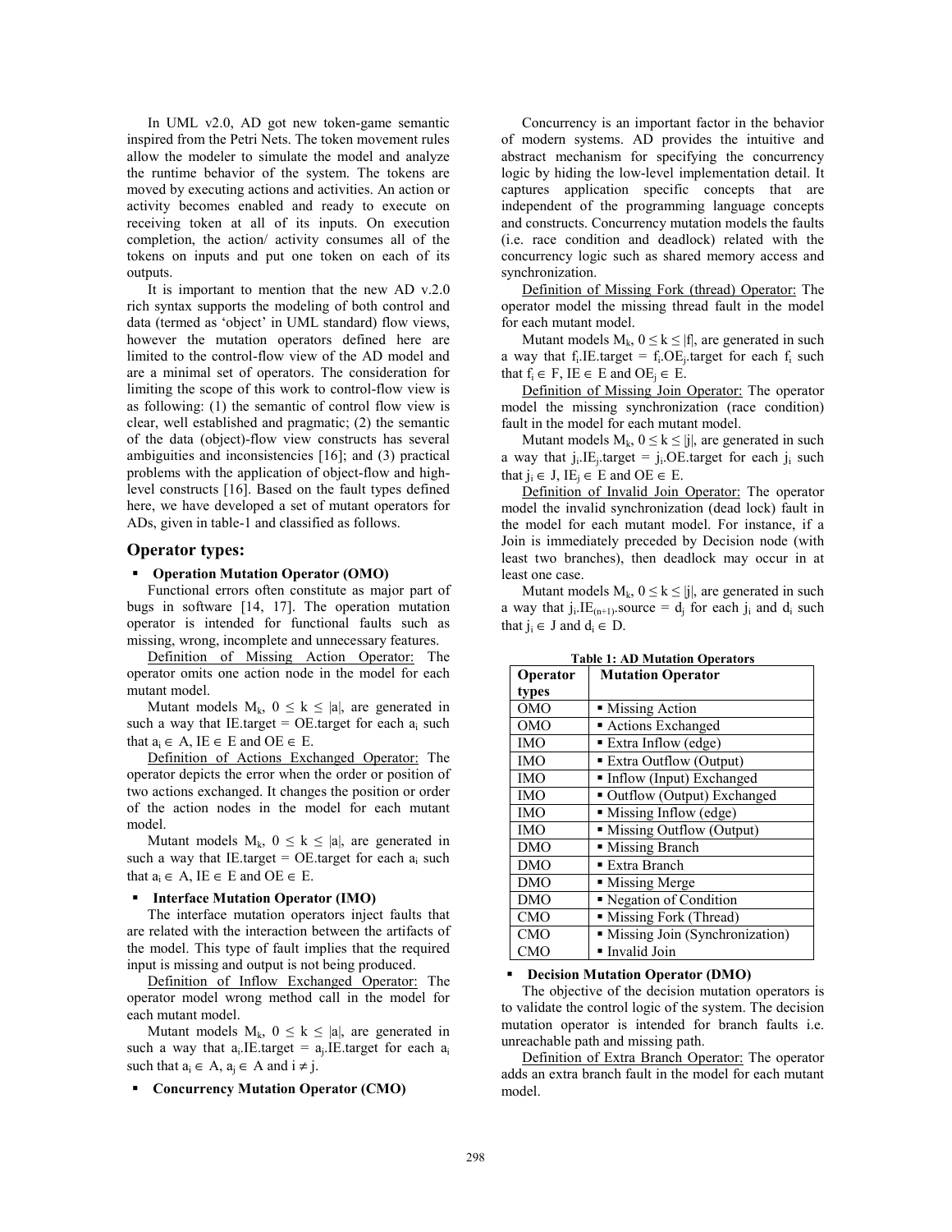In UML v2.0, AD got new token-game semantic inspired from the Petri Nets. The token movement rules allow the modeler to simulate the model and analyze the runtime behavior of the system. The tokens are moved by executing actions and activities. An action or activity becomes enabled and ready to execute on receiving token at all of its inputs. On execution completion, the action/ activity consumes all of the tokens on inputs and put one token on each of its outputs.

It is important to mention that the new AD v.2.0 rich syntax supports the modeling of both control and data (termed as 'object' in UML standard) flow views, however the mutation operators defined here are limited to the control-flow view of the AD model and are a minimal set of operators. The consideration for limiting the scope of this work to control-flow view is as following: (1) the semantic of control flow view is clear, well established and pragmatic; (2) the semantic of the data (object)-flow view constructs has several ambiguities and inconsistencies [16]; and (3) practical problems with the application of object-flow and high-level constructs [16]. Based on the fault types defined here, we have developed a set of mutant operators for ADs, given in table-1 and classified as follows.

## Operator types:

- **Operation Mutation Operator (OMO)**

Functional errors often constitute as major part of bugs in software [14, 17]. The operation mutation operator is intended for functional faults such as missing, wrong, incomplete and unnecessary features.

Definition of Missing Action Operator: The operator omits one action node in the model for each mutant model.

Mutant models $M_k$, $0 \leq k \leq |a|$, are generated in such a way that IE.target = OE.target for each $a_i$ such that $a_i \in A$, $IE \in E$ and $OE \in E$.

Definition of Actions Exchanged Operator: The operator depicts the error when the order or position of two actions exchanged. It changes the position or order of the action nodes in the model for each mutant model.

Mutant models $M_k$, $0 \leq k \leq |a|$, are generated in such a way that IE.target = OE.target for each $a_i$ such that $a_i \in A$, $IE \in E$ and $OE \in E$.

- **Interface Mutation Operator (IMO)**

The interface mutation operators inject faults that are related with the interaction between the artifacts of the model. This type of fault implies that the required input is missing and output is not being produced.

Definition of Inflow Exchanged Operator: The operator model wrong method call in the model for each mutant model.

Mutant models $M_k$, $0 \leq k \leq |a|$, are generated in such a way that $a_i$.IE.target = $a_j$.IE.target for each $a_i$ such that $a_i \in A$, $a_j \in A$ and $i \neq j$.

- **Concurrency Mutation Operator (CMO)**

Concurrency is an important factor in the behavior of modern systems. AD provides the intuitive and abstract mechanism for specifying the concurrency logic by hiding the low-level implementation detail. It captures application specific concepts that are independent of the programming language concepts and constructs. Concurrency mutation models the faults (i.e. race condition and deadlock) related with the concurrency logic such as shared memory access and synchronization.

Definition of Missing Fork (thread) Operator: The operator model the missing thread fault in the model for each mutant model.

Mutant models $M_k$, $0 \leq k \leq |f|$, are generated in such a way that $f_i$.IE.target = $f_i$.$OE_j$.target for each $f_i$ such that $f_i \in F$, $IE \in E$ and $OE_j \in E$.

Definition of Missing Join Operator: The operator model the missing synchronization (race condition) fault in the model for each mutant model.

Mutant models $M_k$, $0 \leq k \leq |j|$, are generated in such a way that $j_i$.$IE_j$.target = $j_i$.OE.target for each $j_i$ such that $j_i \in J$, $IE_j \in E$ and $OE \in E$.

Definition of Invalid Join Operator: The operator model the invalid synchronization (dead lock) fault in the model for each mutant model. For instance, if a Join is immediately preceded by Decision node (with least two branches), then deadlock may occur in at least one case.

Mutant models $M_k$, $0 \leq k \leq |j|$, are generated in such a way that $j_i$.$IE_{(n+1)}$.source = $d_j$ for each $j_i$ and $d_i$ such that $j_i \in J$ and $d_i \in D$.

**Table 1: AD Mutation Operators**

| Operator types | Mutation Operator |
|---|---|
| OMO | ▪ Missing Action |
| OMO | ▪ Actions Exchanged |
| IMO | ▪ Extra Inflow (edge) |
| IMO | ▪ Extra Outflow (Output) |
| IMO | ▪ Inflow (Input) Exchanged |
| IMO | ▪ Outflow (Output) Exchanged |
| IMO | ▪ Missing Inflow (edge) |
| IMO | ▪ Missing Outflow (Output) |
| DMO | ▪ Missing Branch |
| DMO | ▪ Extra Branch |
| DMO | ▪ Missing Merge |
| DMO | ▪ Negation of Condition |
| CMO | ▪ Missing Fork (Thread) |
| CMO | ▪ Missing Join (Synchronization) |
| CMO | ▪ Invalid Join |

- **Decision Mutation Operator (DMO)**

The objective of the decision mutation operators is to validate the control logic of the system. The decision mutation operator is intended for branch faults i.e. unreachable path and missing path.

Definition of Extra Branch Operator: The operator adds an extra branch fault in the model for each mutant model.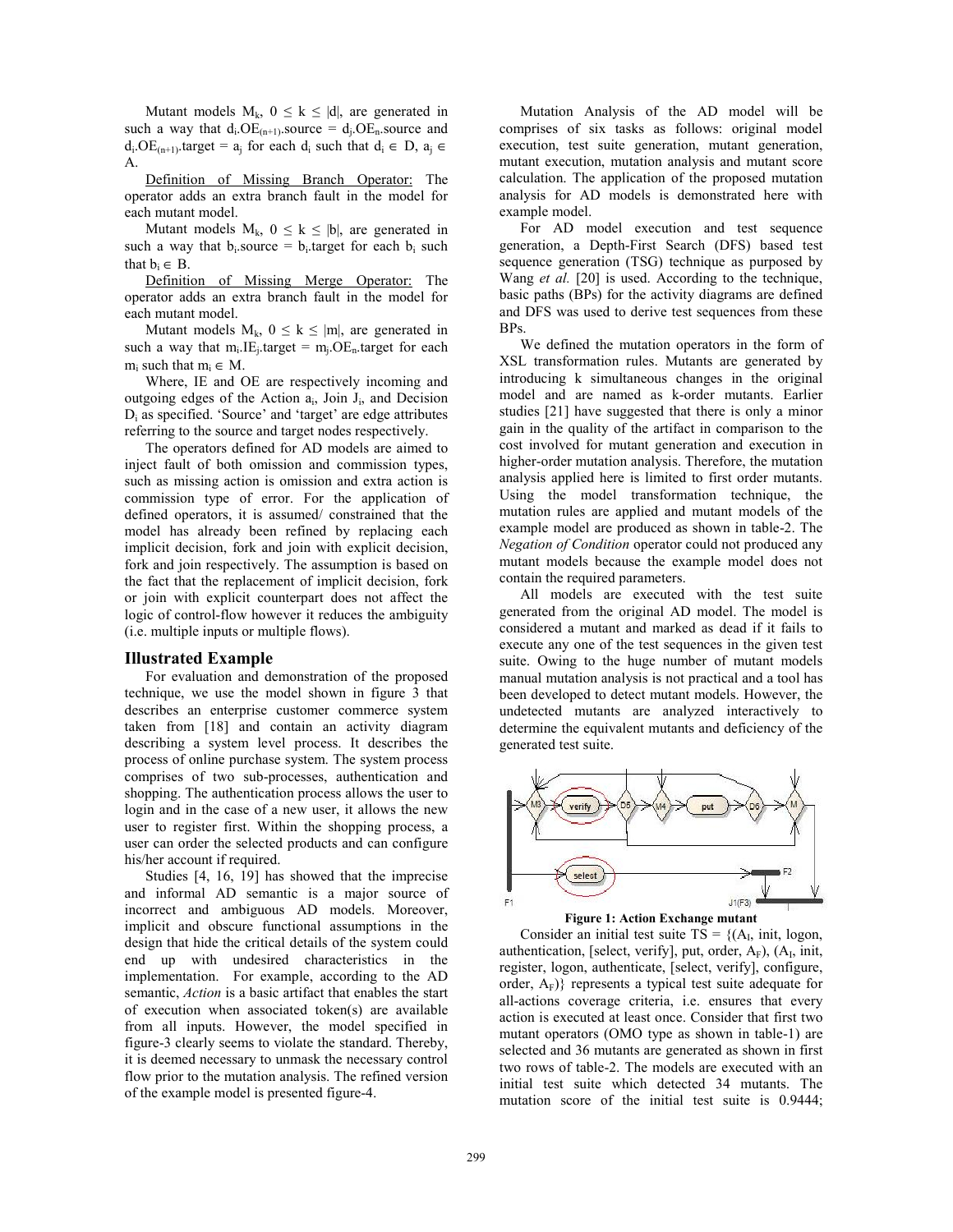Mutant models $M_k$, $0 \leq k \leq |d|$, are generated in such a way that $d_i.OE_{(n+1)}.source = d_j.OE_n.source$ and $d_i.OE_{(n+1)}.target = a_j$ for each $d_i$ such that $d_i \in D$, $a_j \in A$.

<u>Definition of Missing Branch Operator:</u> The operator adds an extra branch fault in the model for each mutant model.

Mutant models $M_k$, $0 \leq k \leq |b|$, are generated in such a way that $b_i.source = b_i.target$ for each $b_i$ such that $b_i \in B$.

<u>Definition of Missing Merge Operator:</u> The operator adds an extra branch fault in the model for each mutant model.

Mutant models $M_k$, $0 \leq k \leq |m|$, are generated in such a way that $m_i.IE_j.target = m_j.OE_n.target$ for each $m_i$ such that $m_i \in M$.

Where, IE and OE are respectively incoming and outgoing edges of the Action $a_i$, Join $J_i$, and Decision $D_i$ as specified. 'Source' and 'target' are edge attributes referring to the source and target nodes respectively.

The operators defined for AD models are aimed to inject fault of both omission and commission types, such as missing action is omission and extra action is commission type of error. For the application of defined operators, it is assumed/ constrained that the model has already been refined by replacing each implicit decision, fork and join with explicit decision, fork and join respectively. The assumption is based on the fact that the replacement of implicit decision, fork or join with explicit counterpart does not affect the logic of control-flow however it reduces the ambiguity (i.e. multiple inputs or multiple flows).

## Illustrated Example

For evaluation and demonstration of the proposed technique, we use the model shown in figure 3 that describes an enterprise customer commerce system taken from [18] and contain an activity diagram describing a system level process. It describes the process of online purchase system. The system process comprises of two sub-processes, authentication and shopping. The authentication process allows the user to login and in the case of a new user, it allows the new user to register first. Within the shopping process, a user can order the selected products and can configure his/her account if required.

Studies [4, 16, 19] has showed that the imprecise and informal AD semantic is a major source of incorrect and ambiguous AD models. Moreover, implicit and obscure functional assumptions in the design that hide the critical details of the system could end up with undesired characteristics in the implementation. For example, according to the AD semantic, *Action* is a basic artifact that enables the start of execution when associated token(s) are available from all inputs. However, the model specified in figure-3 clearly seems to violate the standard. Thereby, it is deemed necessary to unmask the necessary control flow prior to the mutation analysis. The refined version of the example model is presented figure-4.

Mutation Analysis of the AD model will be comprises of six tasks as follows: original model execution, test suite generation, mutant generation, mutant execution, mutation analysis and mutant score calculation. The application of the proposed mutation analysis for AD models is demonstrated here with example model.

For AD model execution and test sequence generation, a Depth-First Search (DFS) based test sequence generation (TSG) technique as purposed by Wang *et al.* [20] is used. According to the technique, basic paths (BPs) for the activity diagrams are defined and DFS was used to derive test sequences from these BPs.

We defined the mutation operators in the form of XSL transformation rules. Mutants are generated by introducing k simultaneous changes in the original model and are named as k-order mutants. Earlier studies [21] have suggested that there is only a minor gain in the quality of the artifact in comparison to the cost involved for mutant generation and execution in higher-order mutation analysis. Therefore, the mutation analysis applied here is limited to first order mutants. Using the model transformation technique, the mutation rules are applied and mutant models of the example model are produced as shown in table-2. The *Negation of Condition* operator could not produced any mutant models because the example model does not contain the required parameters.

All models are executed with the test suite generated from the original AD model. The model is considered a mutant and marked as dead if it fails to execute any one of the test sequences in the given test suite. Owing to the huge number of mutant models manual mutation analysis is not practical and a tool has been developed to detect mutant models. However, the undetected mutants are analyzed interactively to determine the equivalent mutants and deficiency of the generated test suite.

**Figure 1: Action Exchange mutant**

Consider an initial test suite TS = {($A_I$, init, logon, authentication, [select, verify], put, order, $A_F$), ($A_I$, init, register, logon, authenticate, [select, verify], configure, order, $A_F$)} represents a typical test suite adequate for all-actions coverage criteria, i.e. ensures that every action is executed at least once. Consider that first two mutant operators (OMO type as shown in table-1) are selected and 36 mutants are generated as shown in first two rows of table-2. The models are executed with an initial test suite which detected 34 mutants. The mutation score of the initial test suite is 0.9444;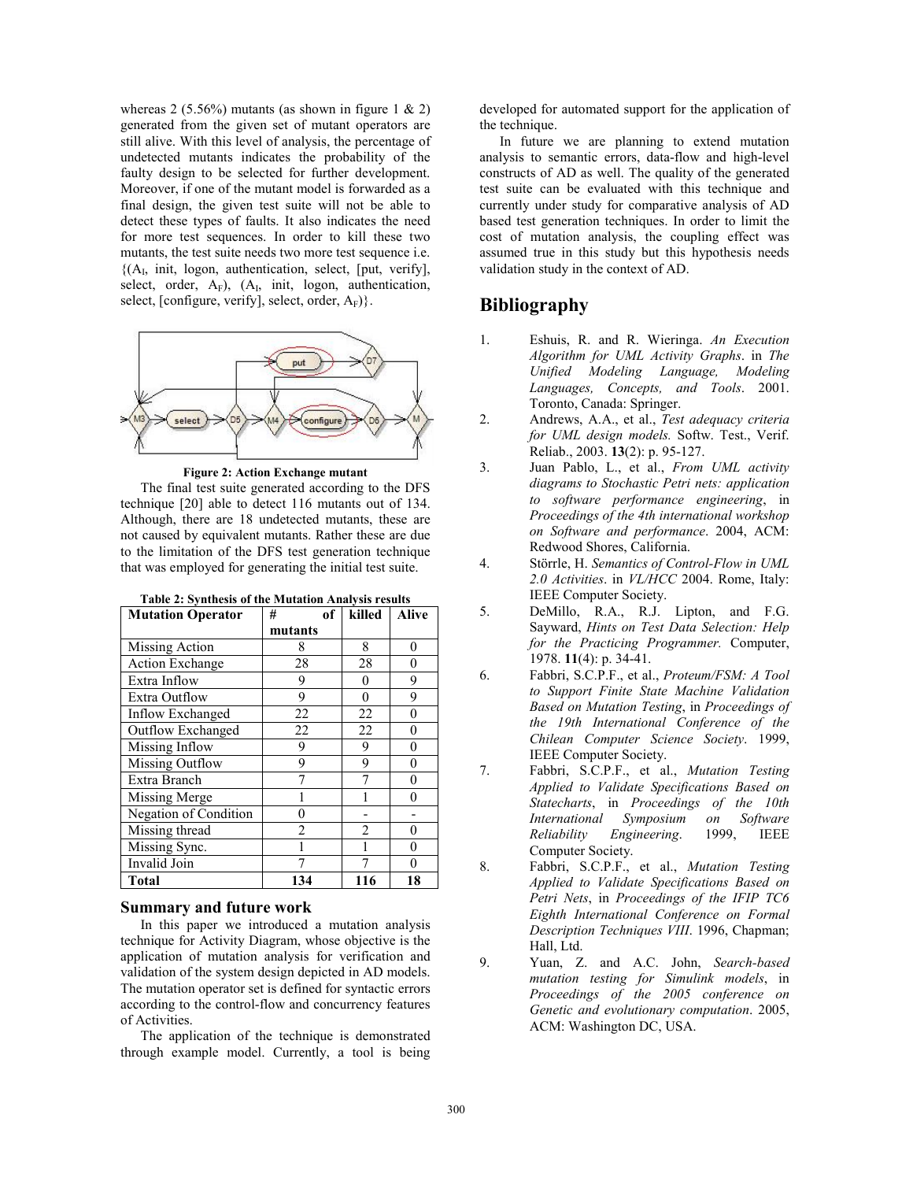whereas 2 (5.56%) mutants (as shown in figure 1 & 2) generated from the given set of mutant operators are still alive. With this level of analysis, the percentage of undetected mutants indicates the probability of the faulty design to be selected for further development. Moreover, if one of the mutant model is forwarded as a final design, the given test suite will not be able to detect these types of faults. It also indicates the need for more test sequences. In order to kill these two mutants, the test suite needs two more test sequence i.e. {($A_I$, init, logon, authentication, select, [put, verify], select, order, $A_F$), ($A_I$, init, logon, authentication, select, [configure, verify], select, order, $A_F$)}.

**Figure 2: Action Exchange mutant**

The final test suite generated according to the DFS technique [20] able to detect 116 mutants out of 134. Although, there are 18 undetected mutants, these are not caused by equivalent mutants. Rather these are due to the limitation of the DFS test generation technique that was employed for generating the initial test suite.

**Table 2: Synthesis of the Mutation Analysis results**

| Mutation Operator | # of mutants | killed | Alive |
|---|---|---|---|
| Missing Action | 8 | 8 | 0 |
| Action Exchange | 28 | 28 | 0 |
| Extra Inflow | 9 | 0 | 9 |
| Extra Outflow | 9 | 0 | 9 |
| Inflow Exchanged | 22 | 22 | 0 |
| Outflow Exchanged | 22 | 22 | 0 |
| Missing Inflow | 9 | 9 | 0 |
| Missing Outflow | 9 | 9 | 0 |
| Extra Branch | 7 | 7 | 0 |
| Missing Merge | 1 | 1 | 0 |
| Negation of Condition | 0 | - | - |
| Missing thread | 2 | 2 | 0 |
| Missing Sync. | 1 | 1 | 0 |
| Invalid Join | 7 | 7 | 0 |
| **Total** | **134** | **116** | **18** |

### Summary and future work

In this paper we introduced a mutation analysis technique for Activity Diagram, whose objective is the application of mutation analysis for verification and validation of the system design depicted in AD models. The mutation operator set is defined for syntactic errors according to the control-flow and concurrency features of Activities.

The application of the technique is demonstrated through example model. Currently, a tool is being developed for automated support for the application of the technique.

In future we are planning to extend mutation analysis to semantic errors, data-flow and high-level constructs of AD as well. The quality of the generated test suite can be evaluated with this technique and currently under study for comparative analysis of AD based test generation techniques. In order to limit the cost of mutation analysis, the coupling effect was assumed true in this study but this hypothesis needs validation study in the context of AD.

## Bibliography

1. Eshuis, R. and R. Wieringa. *An Execution Algorithm for UML Activity Graphs*. in *The Unified Modeling Language, Modeling Languages, Concepts, and Tools*. 2001. Toronto, Canada: Springer.
2. Andrews, A.A., et al., *Test adequacy criteria for UML design models.* Softw. Test., Verif. Reliab., 2003. **13**(2): p. 95-127.
3. Juan Pablo, L., et al., *From UML activity diagrams to Stochastic Petri nets: application to software performance engineering*, in *Proceedings of the 4th international workshop on Software and performance*. 2004, ACM: Redwood Shores, California.
4. Störrle, H. *Semantics of Control-Flow in UML 2.0 Activities*. in *VL/HCC* 2004. Rome, Italy: IEEE Computer Society.
5. DeMillo, R.A., R.J. Lipton, and F.G. Sayward, *Hints on Test Data Selection: Help for the Practicing Programmer.* Computer, 1978. **11**(4): p. 34-41.
6. Fabbri, S.C.P.F., et al., *Proteum/FSM: A Tool to Support Finite State Machine Validation Based on Mutation Testing*, in *Proceedings of the 19th International Conference of the Chilean Computer Science Society*. 1999, IEEE Computer Society.
7. Fabbri, S.C.P.F., et al., *Mutation Testing Applied to Validate Specifications Based on Statecharts*, in *Proceedings of the 10th International Symposium on Software Reliability Engineering*. 1999, IEEE Computer Society.
8. Fabbri, S.C.P.F., et al., *Mutation Testing Applied to Validate Specifications Based on Petri Nets*, in *Proceedings of the IFIP TC6 Eighth International Conference on Formal Description Techniques VIII*. 1996, Chapman; Hall, Ltd.
9. Yuan, Z. and A.C. John, *Search-based mutation testing for Simulink models*, in *Proceedings of the 2005 conference on Genetic and evolutionary computation*. 2005, ACM: Washington DC, USA.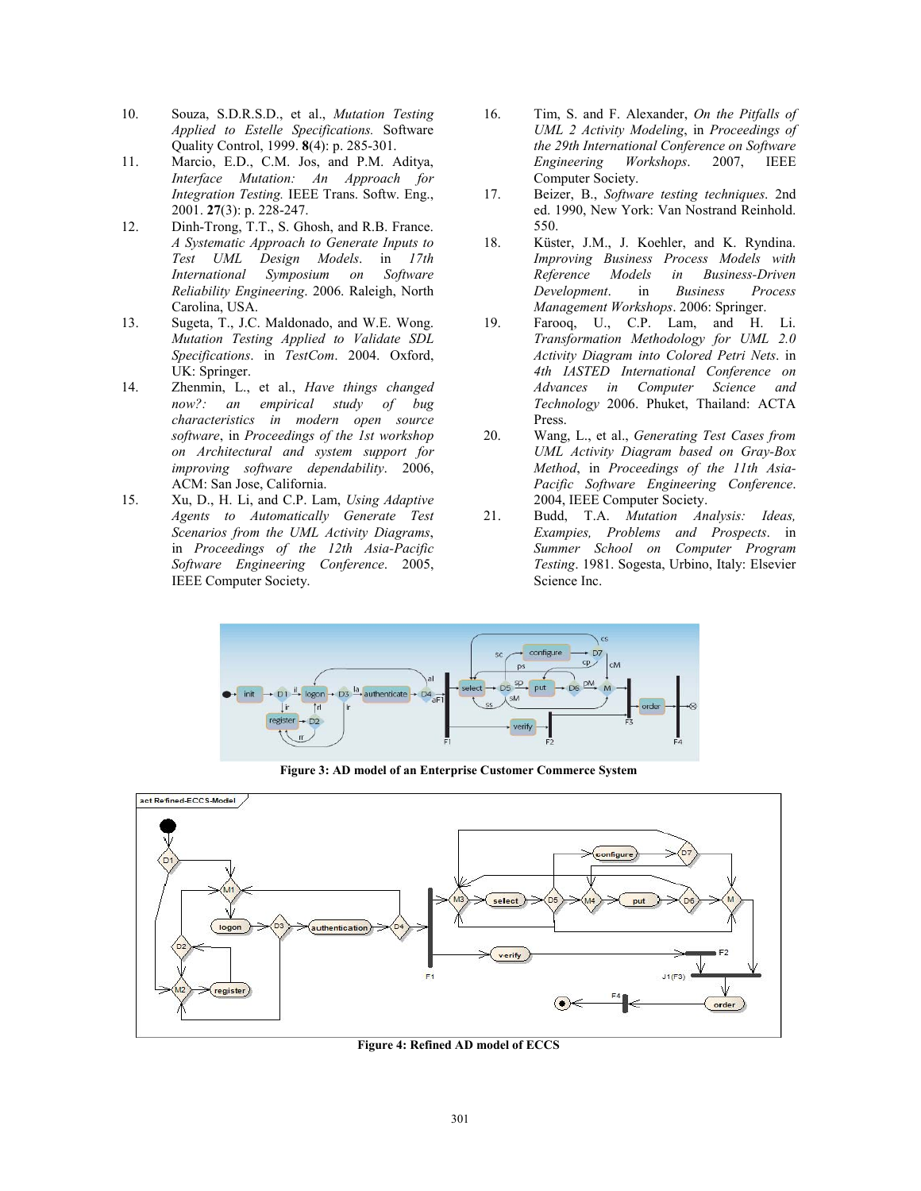10. Souza, S.D.R.S.D., et al., *Mutation Testing Applied to Estelle Specifications.* Software Quality Control, 1999. **8**(4): p. 285-301.
11. Marcio, E.D., C.M. Jos, and P.M. Aditya, *Interface Mutation: An Approach for Integration Testing.* IEEE Trans. Softw. Eng., 2001. **27**(3): p. 228-247.
12. Dinh-Trong, T.T., S. Ghosh, and R.B. France. *A Systematic Approach to Generate Inputs to Test UML Design Models*. in *17th International Symposium on Software Reliability Engineering*. 2006. Raleigh, North Carolina, USA.
13. Sugeta, T., J.C. Maldonado, and W.E. Wong. *Mutation Testing Applied to Validate SDL Specifications*. in *TestCom*. 2004. Oxford, UK: Springer.
14. Zhenmin, L., et al., *Have things changed now?: an empirical study of bug characteristics in modern open source software*, in *Proceedings of the 1st workshop on Architectural and system support for improving software dependability*. 2006, ACM: San Jose, California.
15. Xu, D., H. Li, and C.P. Lam, *Using Adaptive Agents to Automatically Generate Test Scenarios from the UML Activity Diagrams*, in *Proceedings of the 12th Asia-Pacific Software Engineering Conference*. 2005, IEEE Computer Society.
16. Tim, S. and F. Alexander, *On the Pitfalls of UML 2 Activity Modeling*, in *Proceedings of the 29th International Conference on Software Engineering Workshops*. 2007, IEEE Computer Society.
17. Beizer, B., *Software testing techniques.* 2nd ed. 1990, New York: Van Nostrand Reinhold. 550.
18. Küster, J.M., J. Koehler, and K. Ryndina. *Improving Business Process Models with Reference Models in Business-Driven Development*. in *Business Process Management Workshops*. 2006: Springer.
19. Farooq, U., C.P. Lam, and H. Li. *Transformation Methodology for UML 2.0 Activity Diagram into Colored Petri Nets*. in *4th IASTED International Conference on Advances in Computer Science and Technology* 2006. Phuket, Thailand: ACTA Press.
20. Wang, L., et al., *Generating Test Cases from UML Activity Diagram based on Gray-Box Method*, in *Proceedings of the 11th Asia-Pacific Software Engineering Conference*. 2004, IEEE Computer Society.
21. Budd, T.A. *Mutation Analysis: Ideas, Exampies, Problems and Prospects*. in *Summer School on Computer Program Testing*. 1981. Sogesta, Urbino, Italy: Elsevier Science Inc.

**Figure 3: AD model of an Enterprise Customer Commerce System**

**Figure 4: Refined AD model of ECCS**